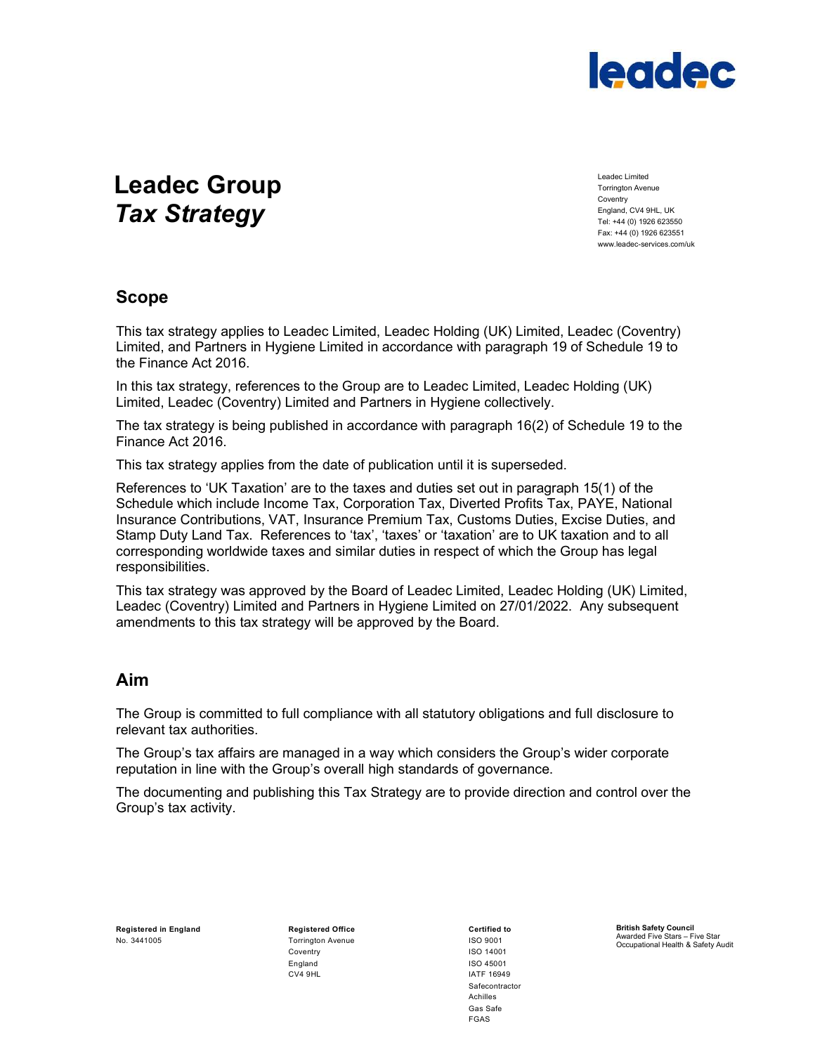# Leadec Group
# *Tax Strategy*

Leadec Limited
Torrington Avenue
Coventry
England, CV4 9HL, UK
Tel: +44 (0) 1926 623550
Fax: +44 (0) 1926 623551
www.leadec-services.com/uk

## Scope

This tax strategy applies to Leadec Limited, Leadec Holding (UK) Limited, Leadec (Coventry) Limited, and Partners in Hygiene Limited in accordance with paragraph 19 of Schedule 19 to the Finance Act 2016.

In this tax strategy, references to the Group are to Leadec Limited, Leadec Holding (UK) Limited, Leadec (Coventry) Limited and Partners in Hygiene collectively.

The tax strategy is being published in accordance with paragraph 16(2) of Schedule 19 to the Finance Act 2016.

This tax strategy applies from the date of publication until it is superseded.

References to 'UK Taxation' are to the taxes and duties set out in paragraph 15(1) of the Schedule which include Income Tax, Corporation Tax, Diverted Profits Tax, PAYE, National Insurance Contributions, VAT, Insurance Premium Tax, Customs Duties, Excise Duties, and Stamp Duty Land Tax. References to 'tax', 'taxes' or 'taxation' are to UK taxation and to all corresponding worldwide taxes and similar duties in respect of which the Group has legal responsibilities.

This tax strategy was approved by the Board of Leadec Limited, Leadec Holding (UK) Limited, Leadec (Coventry) Limited and Partners in Hygiene Limited on 27/01/2022. Any subsequent amendments to this tax strategy will be approved by the Board.

## Aim

The Group is committed to full compliance with all statutory obligations and full disclosure to relevant tax authorities.

The Group's tax affairs are managed in a way which considers the Group's wider corporate reputation in line with the Group's overall high standards of governance.

The documenting and publishing this Tax Strategy are to provide direction and control over the Group's tax activity.

**Registered in England**
No. 3441005

**Registered Office**
Torrington Avenue
Coventry
England
CV4 9HL

**Certified to**
ISO 9001
ISO 14001
ISO 45001
IATF 16949
Safecontractor
Achilles
Gas Safe
FGAS

**British Safety Council**
Awarded Five Stars – Five Star Occupational Health & Safety Audit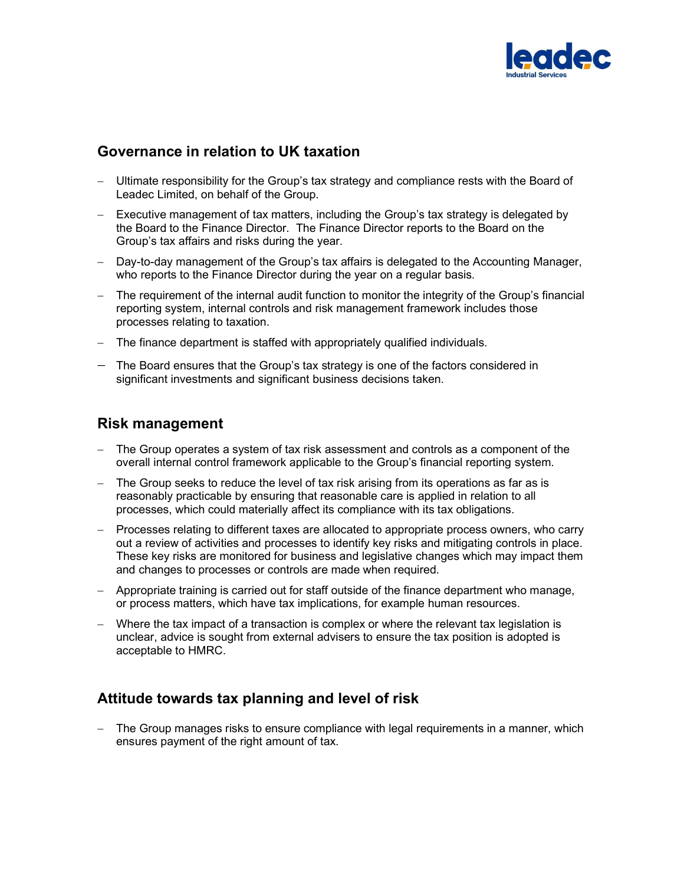## Governance in relation to UK taxation

- Ultimate responsibility for the Group's tax strategy and compliance rests with the Board of Leadec Limited, on behalf of the Group.
- Executive management of tax matters, including the Group's tax strategy is delegated by the Board to the Finance Director. The Finance Director reports to the Board on the Group's tax affairs and risks during the year.
- Day-to-day management of the Group's tax affairs is delegated to the Accounting Manager, who reports to the Finance Director during the year on a regular basis.
- The requirement of the internal audit function to monitor the integrity of the Group's financial reporting system, internal controls and risk management framework includes those processes relating to taxation.
- The finance department is staffed with appropriately qualified individuals.
- The Board ensures that the Group's tax strategy is one of the factors considered in significant investments and significant business decisions taken.

## Risk management

- The Group operates a system of tax risk assessment and controls as a component of the overall internal control framework applicable to the Group's financial reporting system.
- The Group seeks to reduce the level of tax risk arising from its operations as far as is reasonably practicable by ensuring that reasonable care is applied in relation to all processes, which could materially affect its compliance with its tax obligations.
- Processes relating to different taxes are allocated to appropriate process owners, who carry out a review of activities and processes to identify key risks and mitigating controls in place. These key risks are monitored for business and legislative changes which may impact them and changes to processes or controls are made when required.
- Appropriate training is carried out for staff outside of the finance department who manage, or process matters, which have tax implications, for example human resources.
- Where the tax impact of a transaction is complex or where the relevant tax legislation is unclear, advice is sought from external advisers to ensure the tax position is adopted is acceptable to HMRC.

## Attitude towards tax planning and level of risk

- The Group manages risks to ensure compliance with legal requirements in a manner, which ensures payment of the right amount of tax.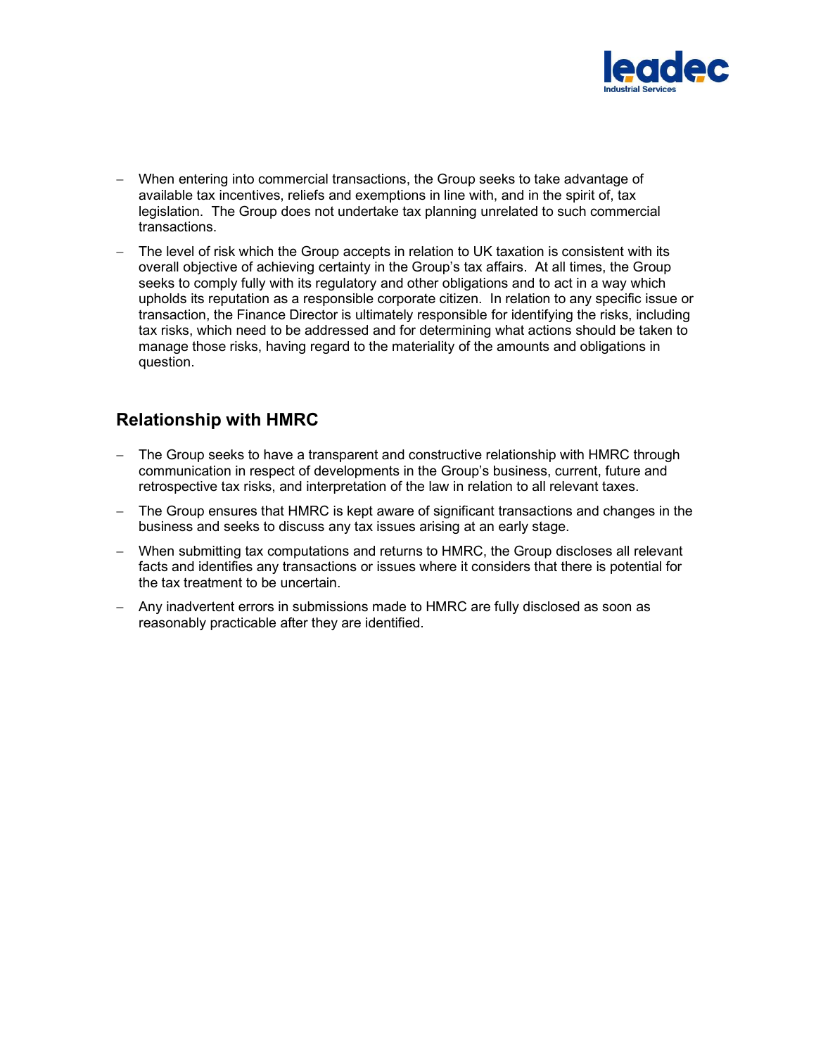- When entering into commercial transactions, the Group seeks to take advantage of available tax incentives, reliefs and exemptions in line with, and in the spirit of, tax legislation. The Group does not undertake tax planning unrelated to such commercial transactions.
- The level of risk which the Group accepts in relation to UK taxation is consistent with its overall objective of achieving certainty in the Group's tax affairs. At all times, the Group seeks to comply fully with its regulatory and other obligations and to act in a way which upholds its reputation as a responsible corporate citizen. In relation to any specific issue or transaction, the Finance Director is ultimately responsible for identifying the risks, including tax risks, which need to be addressed and for determining what actions should be taken to manage those risks, having regard to the materiality of the amounts and obligations in question.

## Relationship with HMRC

- The Group seeks to have a transparent and constructive relationship with HMRC through communication in respect of developments in the Group's business, current, future and retrospective tax risks, and interpretation of the law in relation to all relevant taxes.
- The Group ensures that HMRC is kept aware of significant transactions and changes in the business and seeks to discuss any tax issues arising at an early stage.
- When submitting tax computations and returns to HMRC, the Group discloses all relevant facts and identifies any transactions or issues where it considers that there is potential for the tax treatment to be uncertain.
- Any inadvertent errors in submissions made to HMRC are fully disclosed as soon as reasonably practicable after they are identified.